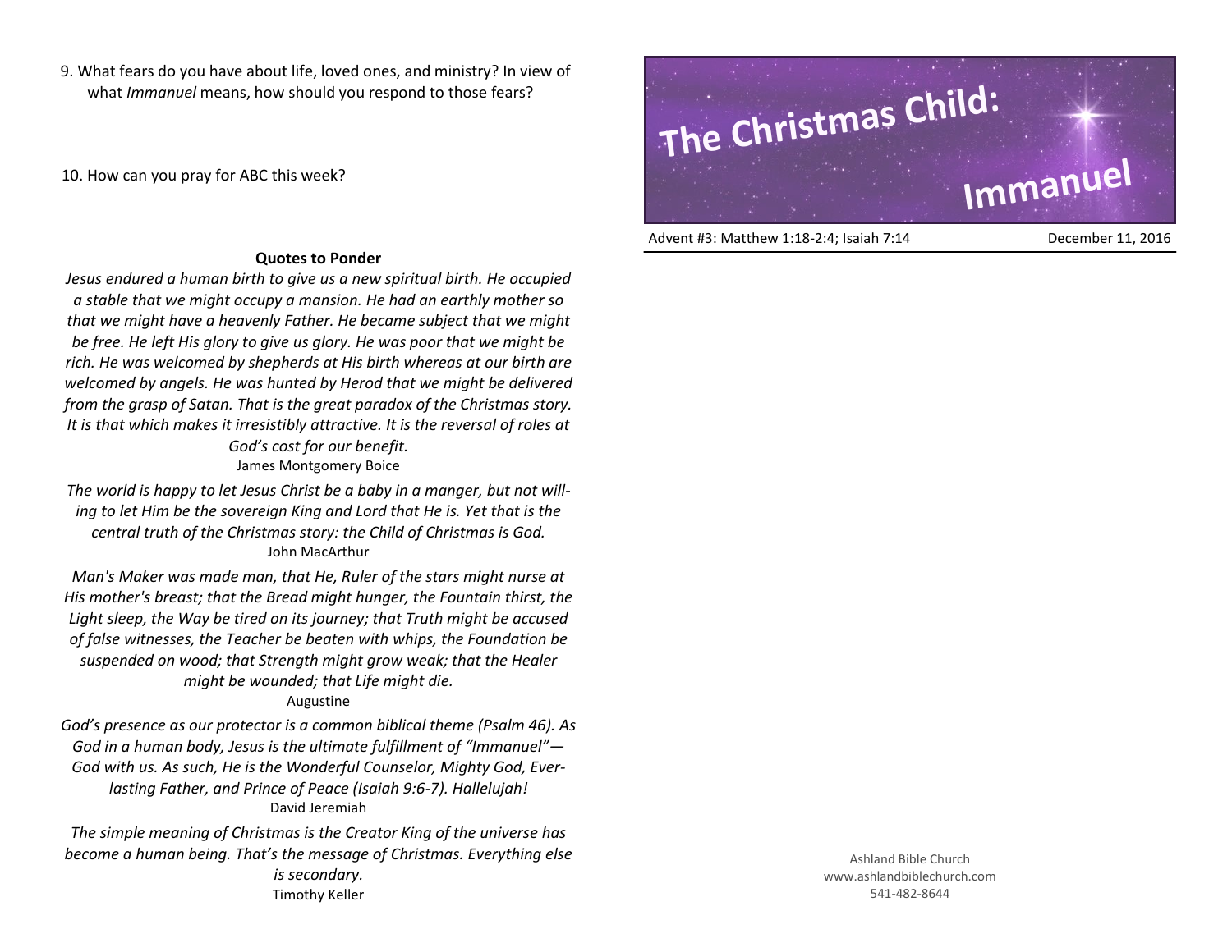9. What fears do you have about life, loved ones, and ministry? In view of what *Immanuel* means, how should you respond to those fears?

10. How can you pray for ABC this week?

**Quotes to Ponder**

*Jesus endured a human birth to give us a new spiritual birth. He occupied a stable that we might occupy a mansion. He had an earthly mother so that we might have a heavenly Father. He became subject that we might be free. He left His glory to give us glory. He was poor that we might be rich. He was welcomed by shepherds at His birth whereas at our birth are welcomed by angels. He was hunted by Herod that we might be delivered from the grasp of Satan. That is the great paradox of the Christmas story. It is that which makes it irresistibly attractive. It is the reversal of roles at God's cost for our benefit.*
James Montgomery Boice

*The world is happy to let Jesus Christ be a baby in a manger, but not willing to let Him be the sovereign King and Lord that He is. Yet that is the central truth of the Christmas story: the Child of Christmas is God.*
John MacArthur

*Man's Maker was made man, that He, Ruler of the stars might nurse at His mother's breast; that the Bread might hunger, the Fountain thirst, the Light sleep, the Way be tired on its journey; that Truth might be accused of false witnesses, the Teacher be beaten with whips, the Foundation be suspended on wood; that Strength might grow weak; that the Healer might be wounded; that Life might die.*
Augustine

*God's presence as our protector is a common biblical theme (Psalm 46). As God in a human body, Jesus is the ultimate fulfillment of "Immanuel"—God with us. As such, He is the Wonderful Counselor, Mighty God, Everlasting Father, and Prince of Peace (Isaiah 9:6-7). Hallelujah!*
David Jeremiah

*The simple meaning of Christmas is the Creator King of the universe has become a human being. That's the message of Christmas. Everything else is secondary.*
Timothy Keller

# The Christmas Child: Immanuel

Advent #3: Matthew 1:18-2:4; Isaiah 7:14 — December 11, 2016

Ashland Bible Church
www.ashlandbiblechurch.com
541-482-8644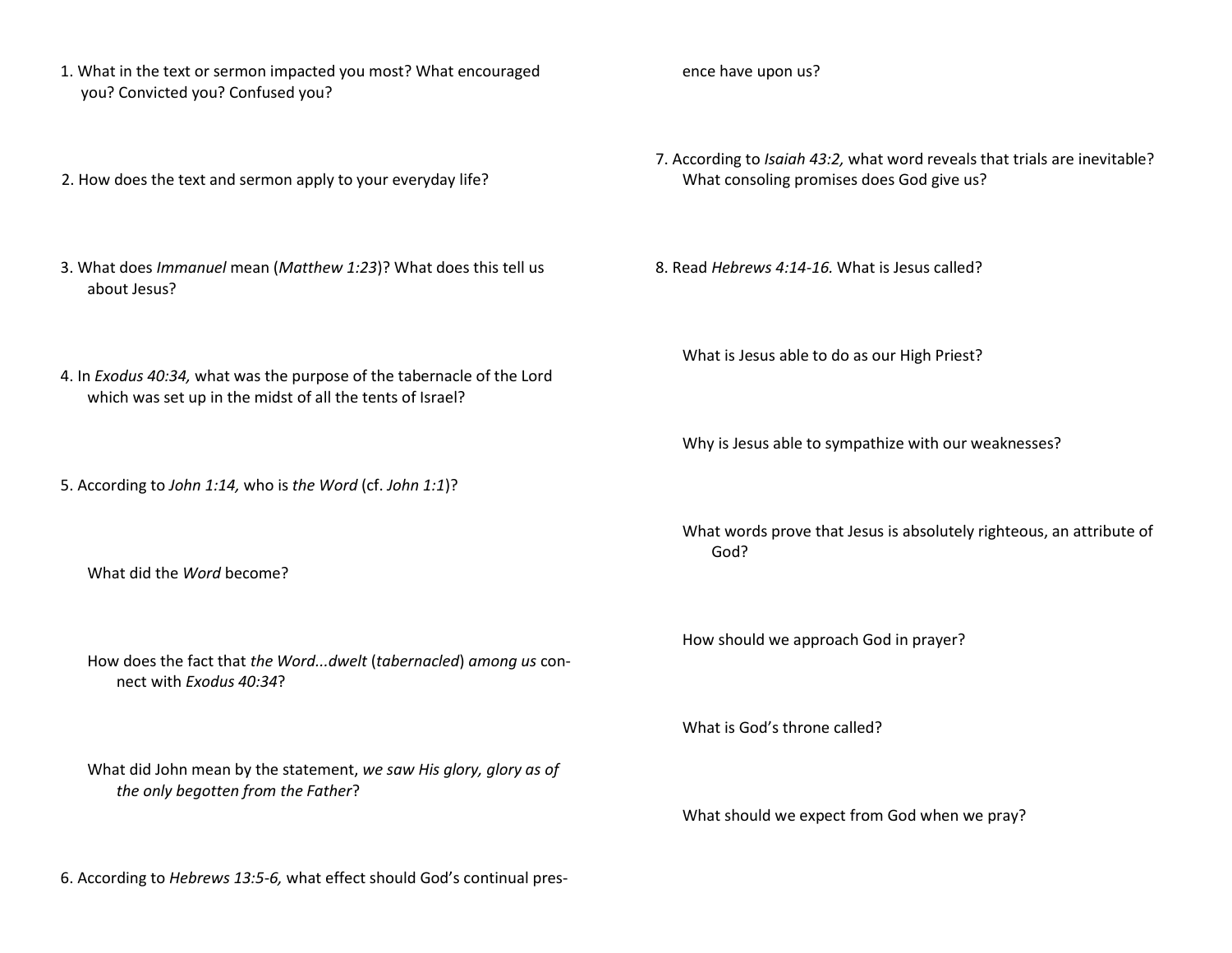1. What in the text or sermon impacted you most? What encouraged you? Convicted you? Confused you?

2. How does the text and sermon apply to your everyday life?

3. What does *Immanuel* mean (*Matthew 1:23*)? What does this tell us about Jesus?

4. In *Exodus 40:34,* what was the purpose of the tabernacle of the Lord which was set up in the midst of all the tents of Israel?

5. According to *John 1:14,* who is *the Word* (cf. *John 1:1*)?

   What did the *Word* become?

   How does the fact that *the Word...dwelt* (*tabernacled*) *among us* connect with *Exodus 40:34*?

   What did John mean by the statement, *we saw His glory, glory as of the only begotten from the Father*?

6. According to *Hebrews 13:5-6,* what effect should God's continual presence have upon us?

7. According to *Isaiah 43:2,* what word reveals that trials are inevitable? What consoling promises does God give us?

8. Read *Hebrews 4:14-16.* What is Jesus called?

   What is Jesus able to do as our High Priest?

   Why is Jesus able to sympathize with our weaknesses?

   What words prove that Jesus is absolutely righteous, an attribute of God?

   How should we approach God in prayer?

   What is God's throne called?

   What should we expect from God when we pray?